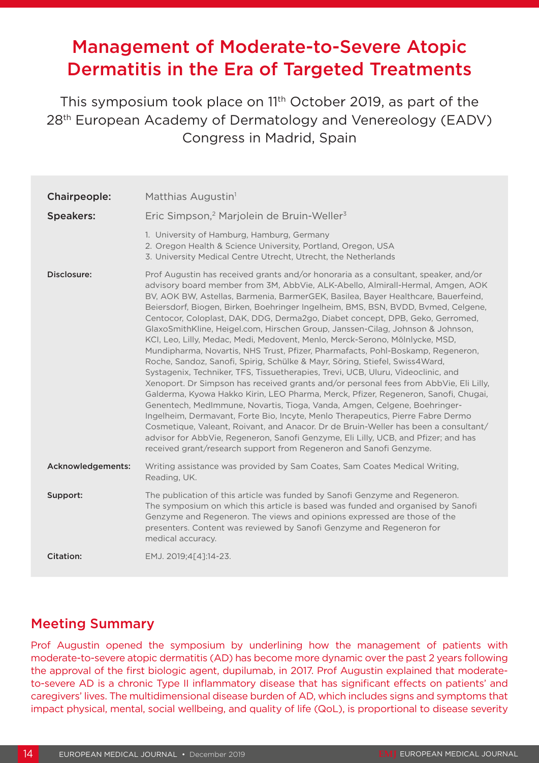# Management of Moderate-to-Severe Atopic Dermatitis in the Era of Targeted Treatments

This symposium took place on 11th October 2019, as part of the 28th European Academy of Dermatology and Venereology (EADV) Congress in Madrid, Spain

**Chairpeople:** Matthias Augustin[1]

**Speakers:** Eric Simpson,[2] Marjolein de Bruin-Weller[3]

1. University of Hamburg, Hamburg, Germany
2. Oregon Health & Science University, Portland, Oregon, USA
3. University Medical Centre Utrecht, Utrecht, the Netherlands

**Disclosure:** Prof Augustin has received grants and/or honoraria as a consultant, speaker, and/or advisory board member from 3M, AbbVie, ALK-Abello, Almirall-Hermal, Amgen, AOK BV, AOK BW, Astellas, Barmenia, BarmerGEK, Basilea, Bayer Healthcare, Bauerfeind, Beiersdorf, Biogen, Birken, Boehringer Ingelheim, BMS, BSN, BVDD, Bvmed, Celgene, Centocor, Coloplast, DAK, DDG, Derma2go, Diabet concept, DPB, Geko, Gerromed, GlaxoSmithKline, Heigel.com, Hirschen Group, Janssen-Cilag, Johnson & Johnson, KCI, Leo, Lilly, Medac, Medi, Medovent, Menlo, Merck-Serono, Mölnlycke, MSD, Mundipharma, Novartis, NHS Trust, Pfizer, Pharmafacts, Pohl-Boskamp, Regeneron, Roche, Sandoz, Sanofi, Spirig, Schülke & Mayr, Söring, Stiefel, Swiss4Ward, Systagenix, Techniker, TFS, Tissuetherapies, Trevi, UCB, Uluru, Videoclinic, and Xenoport. Dr Simpson has received grants and/or personal fees from AbbVie, Eli Lilly, Galderma, Kyowa Hakko Kirin, LEO Pharma, Merck, Pfizer, Regeneron, Sanofi, Chugai, Genentech, MedImmune, Novartis, Tioga, Vanda, Amgen, Celgene, Boehringer-Ingelheim, Dermavant, Forte Bio, Incyte, Menlo Therapeutics, Pierre Fabre Dermo Cosmetique, Valeant, Roivant, and Anacor. Dr de Bruin-Weller has been a consultant/advisor for AbbVie, Regeneron, Sanofi Genzyme, Eli Lilly, UCB, and Pfizer; and has received grant/research support from Regeneron and Sanofi Genzyme.

**Acknowledgements:** Writing assistance was provided by Sam Coates, Sam Coates Medical Writing, Reading, UK.

**Support:** The publication of this article was funded by Sanofi Genzyme and Regeneron. The symposium on which this article is based was funded and organised by Sanofi Genzyme and Regeneron. The views and opinions expressed are those of the presenters. Content was reviewed by Sanofi Genzyme and Regeneron for medical accuracy.

**Citation:** EMJ. 2019;4[4]:14-23.

## Meeting Summary

Prof Augustin opened the symposium by underlining how the management of patients with moderate-to-severe atopic dermatitis (AD) has become more dynamic over the past 2 years following the approval of the first biologic agent, dupilumab, in 2017. Prof Augustin explained that moderate-to-severe AD is a chronic Type II inflammatory disease that has significant effects on patients' and caregivers' lives. The multidimensional disease burden of AD, which includes signs and symptoms that impact physical, mental, social wellbeing, and quality of life (QoL), is proportional to disease severity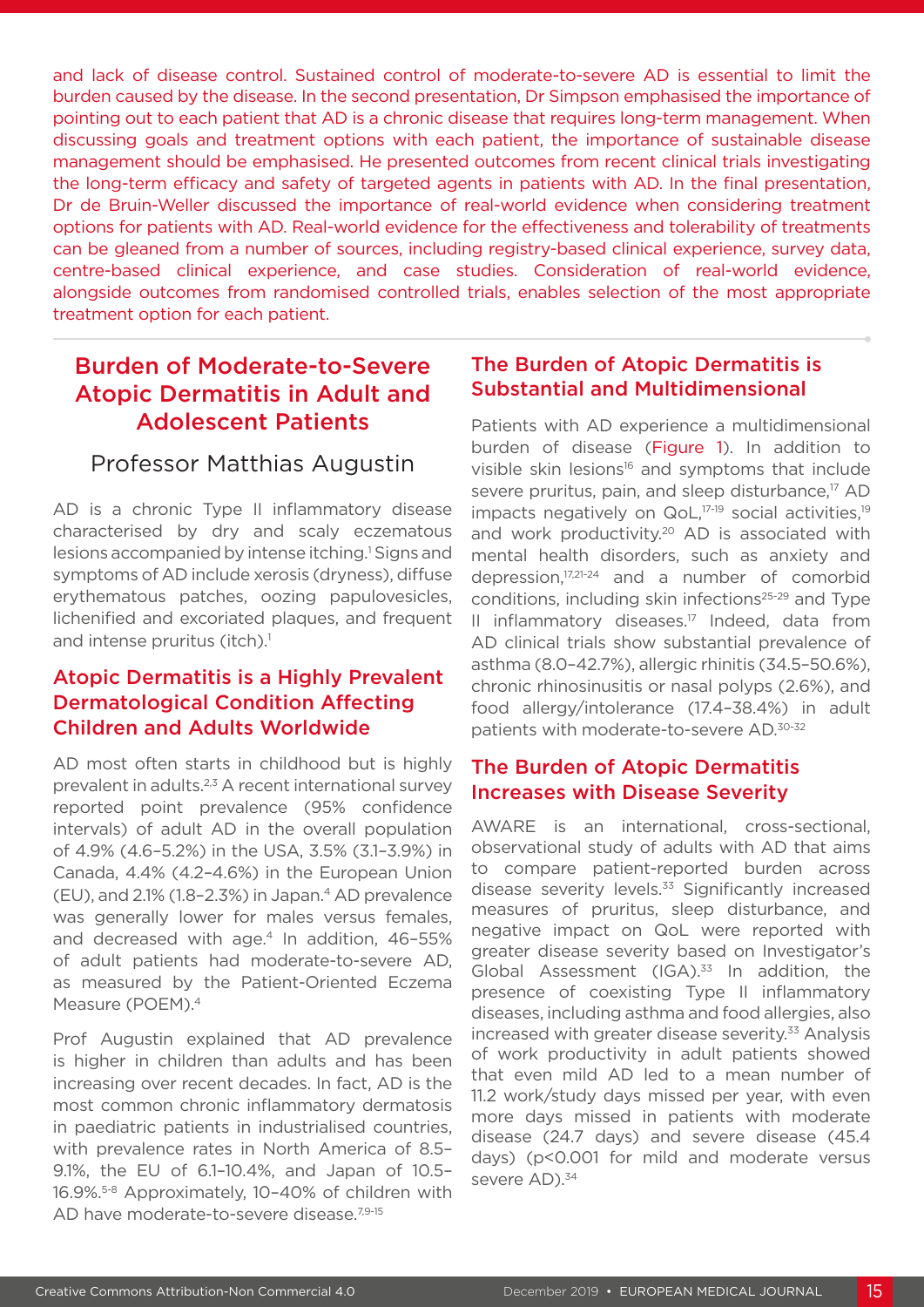and lack of disease control. Sustained control of moderate-to-severe AD is essential to limit the burden caused by the disease. In the second presentation, Dr Simpson emphasised the importance of pointing out to each patient that AD is a chronic disease that requires long-term management. When discussing goals and treatment options with each patient, the importance of sustainable disease management should be emphasised. He presented outcomes from recent clinical trials investigating the long-term efficacy and safety of targeted agents in patients with AD. In the final presentation, Dr de Bruin-Weller discussed the importance of real-world evidence when considering treatment options for patients with AD. Real-world evidence for the effectiveness and tolerability of treatments can be gleaned from a number of sources, including registry-based clinical experience, survey data, centre-based clinical experience, and case studies. Consideration of real-world evidence, alongside outcomes from randomised controlled trials, enables selection of the most appropriate treatment option for each patient.

# Burden of Moderate-to-Severe Atopic Dermatitis in Adult and Adolescent Patients

## Professor Matthias Augustin

AD is a chronic Type II inflammatory disease characterised by dry and scaly eczematous lesions accompanied by intense itching.[1] Signs and symptoms of AD include xerosis (dryness), diffuse erythematous patches, oozing papulovesicles, lichenified and excoriated plaques, and frequent and intense pruritus (itch).[1]

### Atopic Dermatitis is a Highly Prevalent Dermatological Condition Affecting Children and Adults Worldwide

AD most often starts in childhood but is highly prevalent in adults.[2,3] A recent international survey reported point prevalence (95% confidence intervals) of adult AD in the overall population of 4.9% (4.6–5.2%) in the USA, 3.5% (3.1–3.9%) in Canada, 4.4% (4.2–4.6%) in the European Union (EU), and 2.1% (1.8–2.3%) in Japan.[4] AD prevalence was generally lower for males versus females, and decreased with age.[4] In addition, 46–55% of adult patients had moderate-to-severe AD, as measured by the Patient-Oriented Eczema Measure (POEM).[4]

Prof Augustin explained that AD prevalence is higher in children than adults and has been increasing over recent decades. In fact, AD is the most common chronic inflammatory dermatosis in paediatric patients in industrialised countries, with prevalence rates in North America of 8.5–9.1%, the EU of 6.1–10.4%, and Japan of 10.5–16.9%.[5-8] Approximately, 10–40% of children with AD have moderate-to-severe disease.[7,9-15]

### The Burden of Atopic Dermatitis is Substantial and Multidimensional

Patients with AD experience a multidimensional burden of disease (Figure 1). In addition to visible skin lesions[16] and symptoms that include severe pruritus, pain, and sleep disturbance,[17] AD impacts negatively on QoL,[17-19] social activities,[19] and work productivity.[20] AD is associated with mental health disorders, such as anxiety and depression,[17,21-24] and a number of comorbid conditions, including skin infections[25-29] and Type II inflammatory diseases.[17] Indeed, data from AD clinical trials show substantial prevalence of asthma (8.0–42.7%), allergic rhinitis (34.5–50.6%), chronic rhinosinusitis or nasal polyps (2.6%), and food allergy/intolerance (17.4–38.4%) in adult patients with moderate-to-severe AD.[30-32]

### The Burden of Atopic Dermatitis Increases with Disease Severity

AWARE is an international, cross-sectional, observational study of adults with AD that aims to compare patient-reported burden across disease severity levels.[33] Significantly increased measures of pruritus, sleep disturbance, and negative impact on QoL were reported with greater disease severity based on Investigator's Global Assessment (IGA).[33] In addition, the presence of coexisting Type II inflammatory diseases, including asthma and food allergies, also increased with greater disease severity.[33] Analysis of work productivity in adult patients showed that even mild AD led to a mean number of 11.2 work/study days missed per year, with even more days missed in patients with moderate disease (24.7 days) and severe disease (45.4 days) ($p<0.001$ for mild and moderate versus severe AD).[34]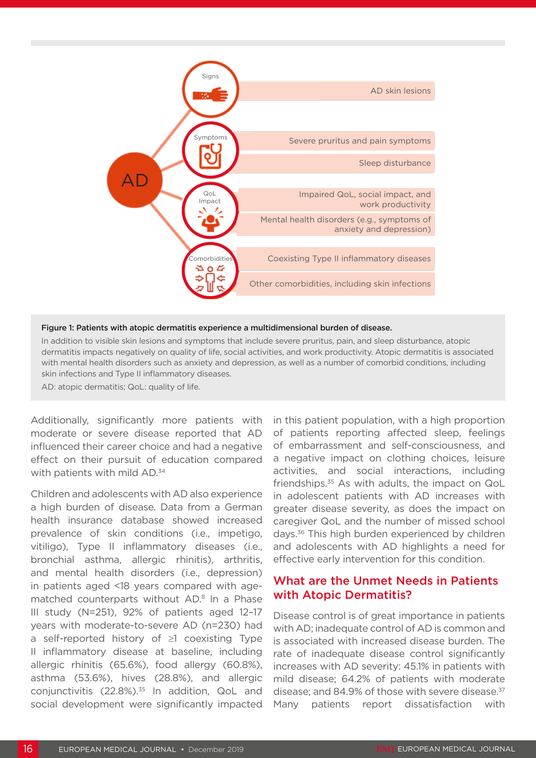AD

Signs — AD skin lesions

Symptoms — Severe pruritus and pain symptoms; Sleep disturbance

QoL Impact — Impaired QoL, social impact, and work productivity; Mental health disorders (e.g., symptoms of anxiety and depression)

Comorbidities — Coexisting Type II inflammatory diseases; Other comorbidities, including skin infections

**Figure 1: Patients with atopic dermatitis experience a multidimensional burden of disease.**

In addition to visible skin lesions and symptoms that include severe pruritus, pain, and sleep disturbance, atopic dermatitis impacts negatively on quality of life, social activities, and work productivity. Atopic dermatitis is associated with mental health disorders such as anxiety and depression, as well as a number of comorbid conditions, including skin infections and Type II inflammatory diseases.

AD: atopic dermatitis; QoL: quality of life.

Additionally, significantly more patients with moderate or severe disease reported that AD influenced their career choice and had a negative effect on their pursuit of education compared with patients with mild AD.[34]

Children and adolescents with AD also experience a high burden of disease. Data from a German health insurance database showed increased prevalence of skin conditions (i.e., impetigo, vitiligo), Type II inflammatory diseases (i.e., bronchial asthma, allergic rhinitis), arthritis, and mental health disorders (i.e., depression) in patients aged <18 years compared with age-matched counterparts without AD.[8] In a Phase III study (N=251), 92% of patients aged 12–17 years with moderate-to-severe AD (n=230) had a self-reported history of ≥1 coexisting Type II inflammatory disease at baseline, including allergic rhinitis (65.6%), food allergy (60.8%), asthma (53.6%), hives (28.8%), and allergic conjunctivitis (22.8%).[35] In addition, QoL and social development were significantly impacted in this patient population, with a high proportion of patients reporting affected sleep, feelings of embarrassment and self-consciousness, and a negative impact on clothing choices, leisure activities, and social interactions, including friendships.[35] As with adults, the impact on QoL in adolescent patients with AD increases with greater disease severity, as does the impact on caregiver QoL and the number of missed school days.[36] This high burden experienced by children and adolescents with AD highlights a need for effective early intervention for this condition.

## What are the Unmet Needs in Patients with Atopic Dermatitis?

Disease control is of great importance in patients with AD; inadequate control of AD is common and is associated with increased disease burden. The rate of inadequate disease control significantly increases with AD severity: 45.1% in patients with mild disease; 64.2% of patients with moderate disease; and 84.9% of those with severe disease.[37] Many patients report dissatisfaction with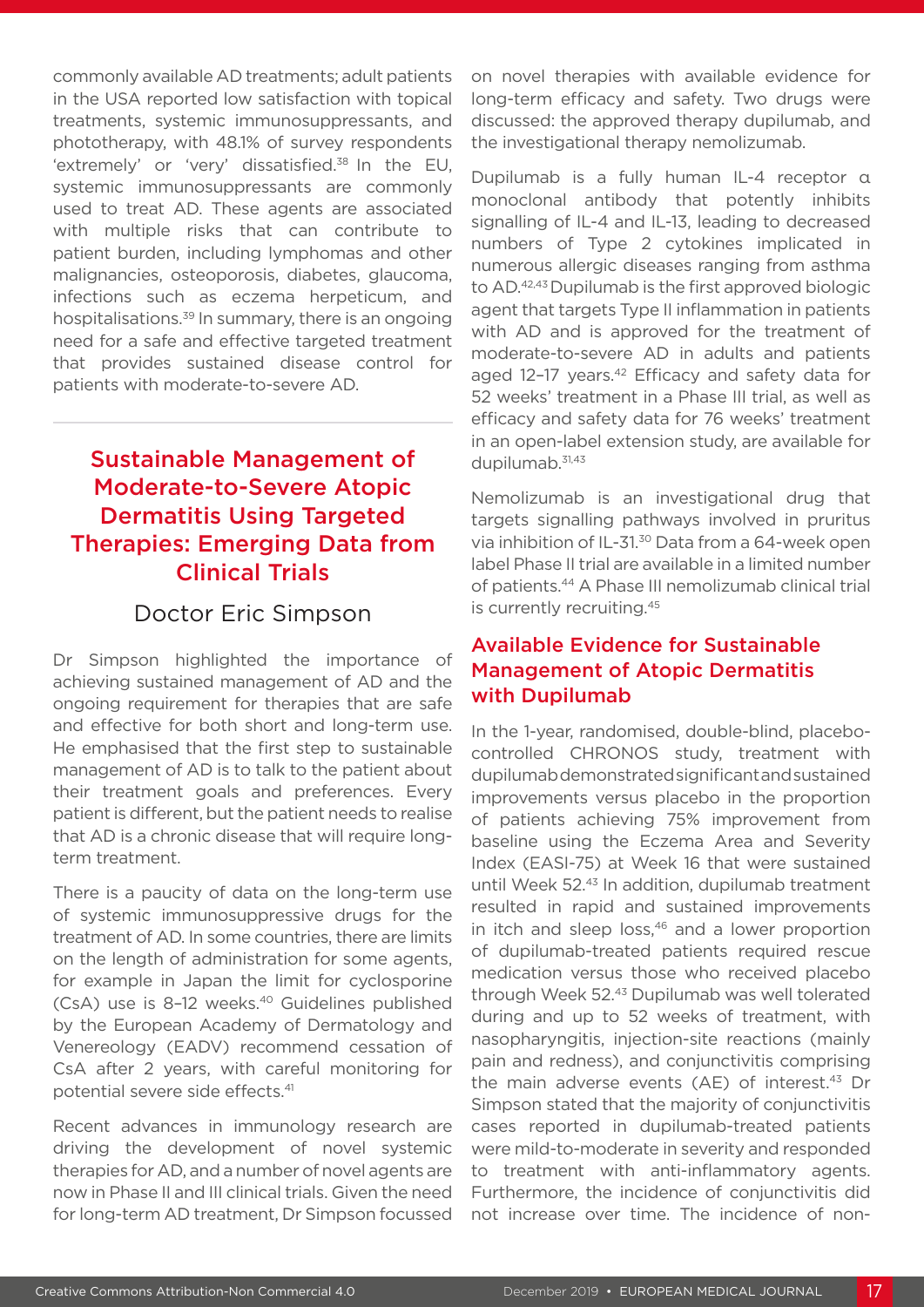commonly available AD treatments; adult patients in the USA reported low satisfaction with topical treatments, systemic immunosuppressants, and phototherapy, with 48.1% of survey respondents 'extremely' or 'very' dissatisfied.[38] In the EU, systemic immunosuppressants are commonly used to treat AD. These agents are associated with multiple risks that can contribute to patient burden, including lymphomas and other malignancies, osteoporosis, diabetes, glaucoma, infections such as eczema herpeticum, and hospitalisations.[39] In summary, there is an ongoing need for a safe and effective targeted treatment that provides sustained disease control for patients with moderate-to-severe AD.

## Sustainable Management of Moderate-to-Severe Atopic Dermatitis Using Targeted Therapies: Emerging Data from Clinical Trials

### Doctor Eric Simpson

Dr Simpson highlighted the importance of achieving sustained management of AD and the ongoing requirement for therapies that are safe and effective for both short and long-term use. He emphasised that the first step to sustainable management of AD is to talk to the patient about their treatment goals and preferences. Every patient is different, but the patient needs to realise that AD is a chronic disease that will require long-term treatment.

There is a paucity of data on the long-term use of systemic immunosuppressive drugs for the treatment of AD. In some countries, there are limits on the length of administration for some agents, for example in Japan the limit for cyclosporine (CsA) use is 8–12 weeks.[40] Guidelines published by the European Academy of Dermatology and Venereology (EADV) recommend cessation of CsA after 2 years, with careful monitoring for potential severe side effects.[41]

Recent advances in immunology research are driving the development of novel systemic therapies for AD, and a number of novel agents are now in Phase II and III clinical trials. Given the need for long-term AD treatment, Dr Simpson focussed on novel therapies with available evidence for long-term efficacy and safety. Two drugs were discussed: the approved therapy dupilumab, and the investigational therapy nemolizumab.

Dupilumab is a fully human IL-4 receptor α monoclonal antibody that potently inhibits signalling of IL-4 and IL-13, leading to decreased numbers of Type 2 cytokines implicated in numerous allergic diseases ranging from asthma to AD.[42,43] Dupilumab is the first approved biologic agent that targets Type II inflammation in patients with AD and is approved for the treatment of moderate-to-severe AD in adults and patients aged 12–17 years.[42] Efficacy and safety data for 52 weeks' treatment in a Phase III trial, as well as efficacy and safety data for 76 weeks' treatment in an open-label extension study, are available for dupilumab.[31,43]

Nemolizumab is an investigational drug that targets signalling pathways involved in pruritus via inhibition of IL-31.[30] Data from a 64-week open label Phase II trial are available in a limited number of patients.[44] A Phase III nemolizumab clinical trial is currently recruiting.[45]

## Available Evidence for Sustainable Management of Atopic Dermatitis with Dupilumab

In the 1-year, randomised, double-blind, placebo-controlled CHRONOS study, treatment with dupilumab demonstrated significant and sustained improvements versus placebo in the proportion of patients achieving 75% improvement from baseline using the Eczema Area and Severity Index (EASI-75) at Week 16 that were sustained until Week 52.[43] In addition, dupilumab treatment resulted in rapid and sustained improvements in itch and sleep loss,[46] and a lower proportion of dupilumab-treated patients required rescue medication versus those who received placebo through Week 52.[43] Dupilumab was well tolerated during and up to 52 weeks of treatment, with nasopharyngitis, injection-site reactions (mainly pain and redness), and conjunctivitis comprising the main adverse events (AE) of interest.[43] Dr Simpson stated that the majority of conjunctivitis cases reported in dupilumab-treated patients were mild-to-moderate in severity and responded to treatment with anti-inflammatory agents. Furthermore, the incidence of conjunctivitis did not increase over time. The incidence of non-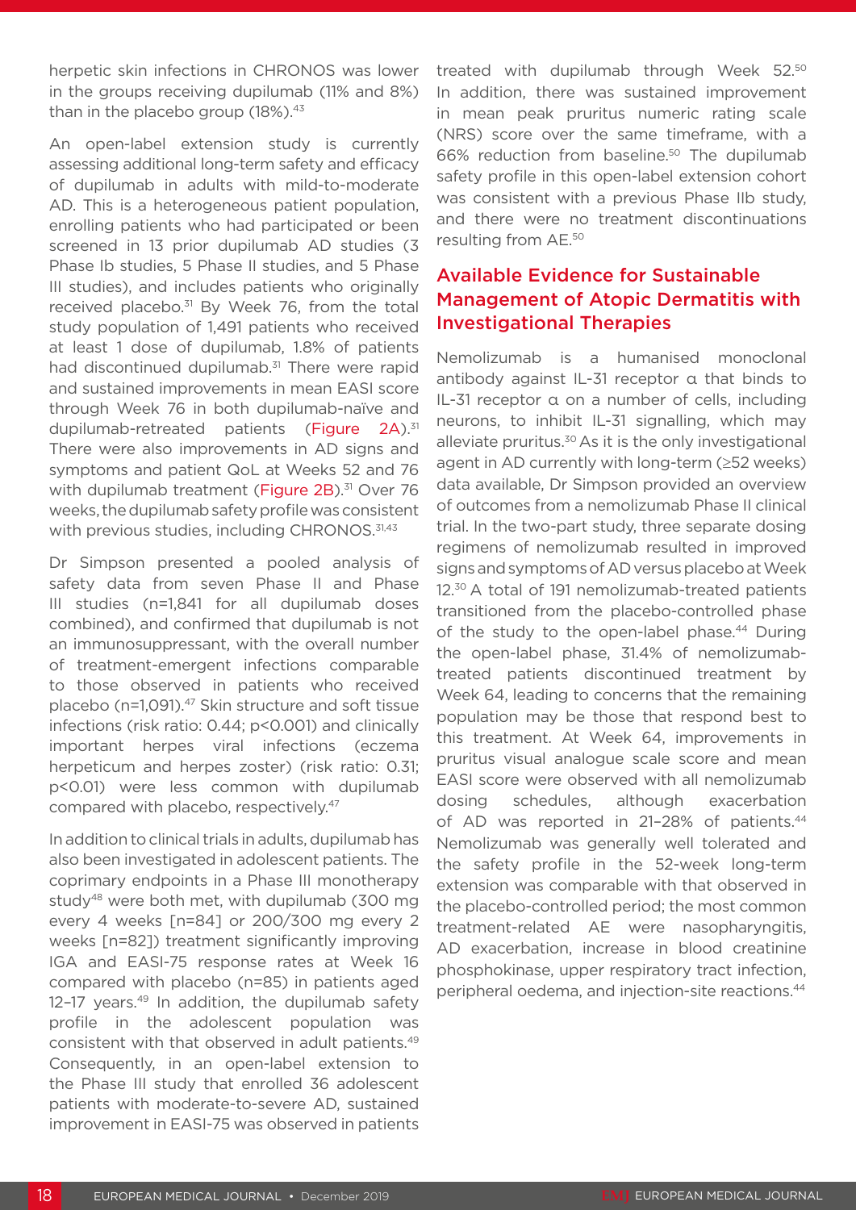herpetic skin infections in CHRONOS was lower in the groups receiving dupilumab (11% and 8%) than in the placebo group (18%).[43]

An open-label extension study is currently assessing additional long-term safety and efficacy of dupilumab in adults with mild-to-moderate AD. This is a heterogeneous patient population, enrolling patients who had participated or been screened in 13 prior dupilumab AD studies (3 Phase Ib studies, 5 Phase II studies, and 5 Phase III studies), and includes patients who originally received placebo.[31] By Week 76, from the total study population of 1,491 patients who received at least 1 dose of dupilumab, 1.8% of patients had discontinued dupilumab.[31] There were rapid and sustained improvements in mean EASI score through Week 76 in both dupilumab-naïve and dupilumab-retreated patients (Figure 2A).[31] There were also improvements in AD signs and symptoms and patient QoL at Weeks 52 and 76 with dupilumab treatment (Figure 2B).[31] Over 76 weeks, the dupilumab safety profile was consistent with previous studies, including CHRONOS.[31,43]

Dr Simpson presented a pooled analysis of safety data from seven Phase II and Phase III studies (n=1,841 for all dupilumab doses combined), and confirmed that dupilumab is not an immunosuppressant, with the overall number of treatment-emergent infections comparable to those observed in patients who received placebo (n=1,091).[47] Skin structure and soft tissue infections (risk ratio: 0.44; p<0.001) and clinically important herpes viral infections (eczema herpeticum and herpes zoster) (risk ratio: 0.31; p<0.01) were less common with dupilumab compared with placebo, respectively.[47]

In addition to clinical trials in adults, dupilumab has also been investigated in adolescent patients. The coprimary endpoints in a Phase III monotherapy study[48] were both met, with dupilumab (300 mg every 4 weeks [n=84] or 200/300 mg every 2 weeks [n=82]) treatment significantly improving IGA and EASI-75 response rates at Week 16 compared with placebo (n=85) in patients aged 12–17 years.[49] In addition, the dupilumab safety profile in the adolescent population was consistent with that observed in adult patients.[49] Consequently, in an open-label extension to the Phase III study that enrolled 36 adolescent patients with moderate-to-severe AD, sustained improvement in EASI-75 was observed in patients treated with dupilumab through Week 52.[50] In addition, there was sustained improvement in mean peak pruritus numeric rating scale (NRS) score over the same timeframe, with a 66% reduction from baseline.[50] The dupilumab safety profile in this open-label extension cohort was consistent with a previous Phase IIb study, and there were no treatment discontinuations resulting from AE.[50]

## Available Evidence for Sustainable Management of Atopic Dermatitis with Investigational Therapies

Nemolizumab is a humanised monoclonal antibody against IL-31 receptor α that binds to IL-31 receptor α on a number of cells, including neurons, to inhibit IL-31 signalling, which may alleviate pruritus.[30] As it is the only investigational agent in AD currently with long-term (≥52 weeks) data available, Dr Simpson provided an overview of outcomes from a nemolizumab Phase II clinical trial. In the two-part study, three separate dosing regimens of nemolizumab resulted in improved signs and symptoms of AD versus placebo at Week 12.[30] A total of 191 nemolizumab-treated patients transitioned from the placebo-controlled phase of the study to the open-label phase.[44] During the open-label phase, 31.4% of nemolizumab-treated patients discontinued treatment by Week 64, leading to concerns that the remaining population may be those that respond best to this treatment. At Week 64, improvements in pruritus visual analogue scale score and mean EASI score were observed with all nemolizumab dosing schedules, although exacerbation of AD was reported in 21–28% of patients.[44] Nemolizumab was generally well tolerated and the safety profile in the 52-week long-term extension was comparable with that observed in the placebo-controlled period; the most common treatment-related AE were nasopharyngitis, AD exacerbation, increase in blood creatinine phosphokinase, upper respiratory tract infection, peripheral oedema, and injection-site reactions.[44]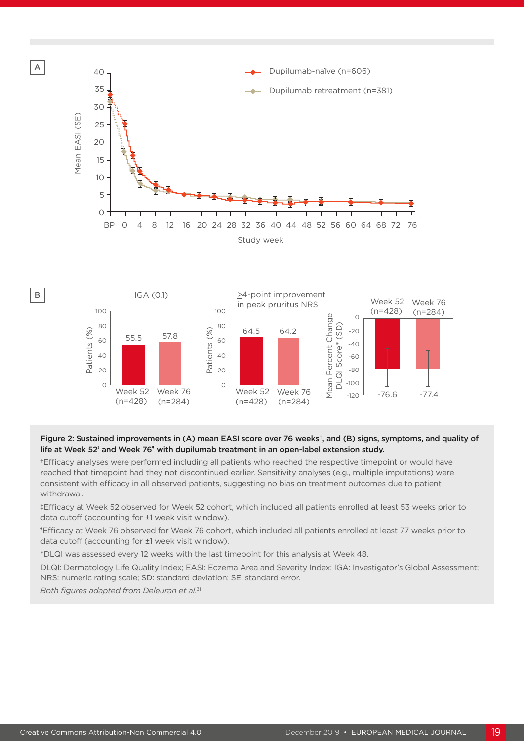Figure 2: Sustained improvements in (A) mean EASI score over 76 weeks[†], and (B) signs, symptoms, and quality of life at Week 52[‡] and Week 76[¶] with dupilumab treatment in an open-label extension study.

[†]Efficacy analyses were performed including all patients who reached the respective timepoint or would have reached that timepoint had they not discontinued earlier. Sensitivity analyses (e.g., multiple imputations) were consistent with efficacy in all observed patients, suggesting no bias on treatment outcomes due to patient withdrawal.

[‡]Efficacy at Week 52 observed for Week 52 cohort, which included all patients enrolled at least 53 weeks prior to data cutoff (accounting for ±1 week visit window).

[¶]Efficacy at Week 76 observed for Week 76 cohort, which included all patients enrolled at least 77 weeks prior to data cutoff (accounting for ±1 week visit window).

*DLQI was assessed every 12 weeks with the last timepoint for this analysis at Week 48.

DLQI: Dermatology Life Quality Index; EASI: Eczema Area and Severity Index; IGA: Investigator's Global Assessment; NRS: numeric rating scale; SD: standard deviation; SE: standard error.

*Both figures adapted from Deleuran et al.*[31]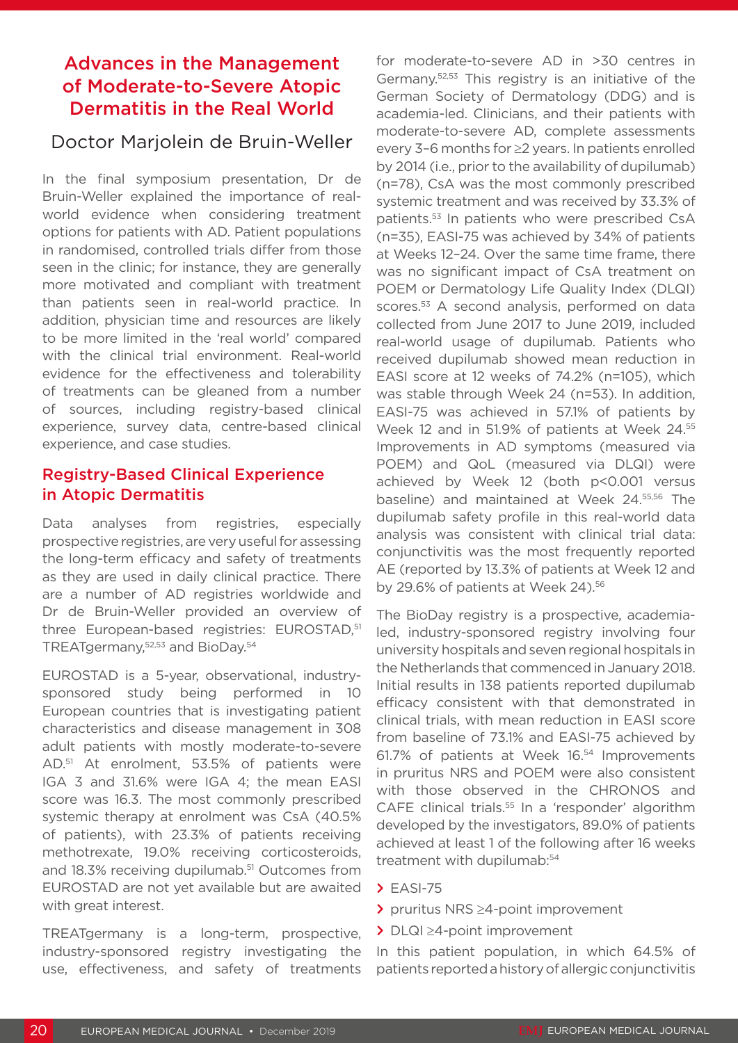# Advances in the Management of Moderate-to-Severe Atopic Dermatitis in the Real World

## Doctor Marjolein de Bruin-Weller

In the final symposium presentation, Dr de Bruin-Weller explained the importance of real-world evidence when considering treatment options for patients with AD. Patient populations in randomised, controlled trials differ from those seen in the clinic; for instance, they are generally more motivated and compliant with treatment than patients seen in real-world practice. In addition, physician time and resources are likely to be more limited in the 'real world' compared with the clinical trial environment. Real-world evidence for the effectiveness and tolerability of treatments can be gleaned from a number of sources, including registry-based clinical experience, survey data, centre-based clinical experience, and case studies.

### Registry-Based Clinical Experience in Atopic Dermatitis

Data analyses from registries, especially prospective registries, are very useful for assessing the long-term efficacy and safety of treatments as they are used in daily clinical practice. There are a number of AD registries worldwide and Dr de Bruin-Weller provided an overview of three European-based registries: EUROSTAD,[51] TREATgermany,[52,53] and BioDay.[54]

EUROSTAD is a 5-year, observational, industry-sponsored study being performed in 10 European countries that is investigating patient characteristics and disease management in 308 adult patients with mostly moderate-to-severe AD.[51] At enrolment, 53.5% of patients were IGA 3 and 31.6% were IGA 4; the mean EASI score was 16.3. The most commonly prescribed systemic therapy at enrolment was CsA (40.5% of patients), with 23.3% of patients receiving methotrexate, 19.0% receiving corticosteroids, and 18.3% receiving dupilumab.[51] Outcomes from EUROSTAD are not yet available but are awaited with great interest.

TREATgermany is a long-term, prospective, industry-sponsored registry investigating the use, effectiveness, and safety of treatments for moderate-to-severe AD in >30 centres in Germany.[52,53] This registry is an initiative of the German Society of Dermatology (DDG) and is academia-led. Clinicians, and their patients with moderate-to-severe AD, complete assessments every 3–6 months for ≥2 years. In patients enrolled by 2014 (i.e., prior to the availability of dupilumab) (n=78), CsA was the most commonly prescribed systemic treatment and was received by 33.3% of patients.[53] In patients who were prescribed CsA (n=35), EASI-75 was achieved by 34% of patients at Weeks 12–24. Over the same time frame, there was no significant impact of CsA treatment on POEM or Dermatology Life Quality Index (DLQI) scores.[53] A second analysis, performed on data collected from June 2017 to June 2019, included real-world usage of dupilumab. Patients who received dupilumab showed mean reduction in EASI score at 12 weeks of 74.2% (n=105), which was stable through Week 24 (n=53). In addition, EASI-75 was achieved in 57.1% of patients by Week 12 and in 51.9% of patients at Week 24.[55] Improvements in AD symptoms (measured via POEM) and QoL (measured via DLQI) were achieved by Week 12 (both p<0.001 versus baseline) and maintained at Week 24.[55,56] The dupilumab safety profile in this real-world data analysis was consistent with clinical trial data: conjunctivitis was the most frequently reported AE (reported by 13.3% of patients at Week 12 and by 29.6% of patients at Week 24).[56]

The BioDay registry is a prospective, academia-led, industry-sponsored registry involving four university hospitals and seven regional hospitals in the Netherlands that commenced in January 2018. Initial results in 138 patients reported dupilumab efficacy consistent with that demonstrated in clinical trials, with mean reduction in EASI score from baseline of 73.1% and EASI-75 achieved by 61.7% of patients at Week 16.[54] Improvements in pruritus NRS and POEM were also consistent with those observed in the CHRONOS and CAFE clinical trials.[55] In a 'responder' algorithm developed by the investigators, 89.0% of patients achieved at least 1 of the following after 16 weeks treatment with dupilumab:[54]

- EASI-75
- pruritus NRS ≥4-point improvement
- DLQI ≥4-point improvement

In this patient population, in which 64.5% of patients reported a history of allergic conjunctivitis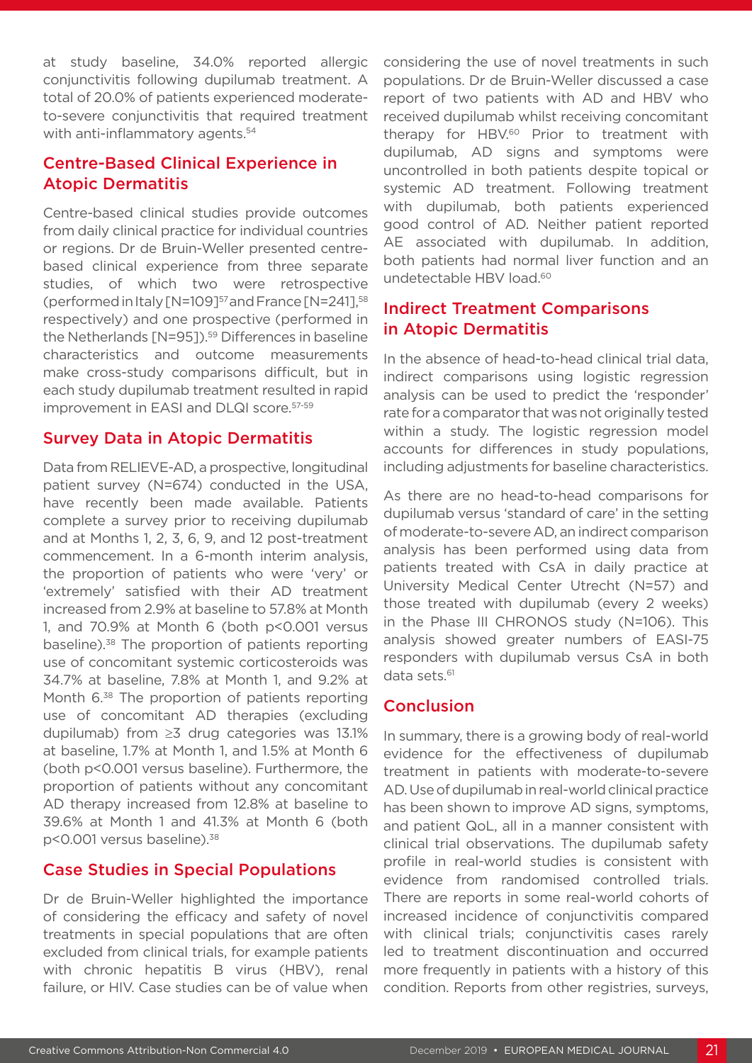at study baseline, 34.0% reported allergic conjunctivitis following dupilumab treatment. A total of 20.0% of patients experienced moderate-to-severe conjunctivitis that required treatment with anti-inflammatory agents.[54]

## Centre-Based Clinical Experience in Atopic Dermatitis

Centre-based clinical studies provide outcomes from daily clinical practice for individual countries or regions. Dr de Bruin-Weller presented centre-based clinical experience from three separate studies, of which two were retrospective (performed in Italy [N=109][57] and France [N=241],[58] respectively) and one prospective (performed in the Netherlands [N=95]).[59] Differences in baseline characteristics and outcome measurements make cross-study comparisons difficult, but in each study dupilumab treatment resulted in rapid improvement in EASI and DLQI score.[57-59]

## Survey Data in Atopic Dermatitis

Data from RELIEVE-AD, a prospective, longitudinal patient survey (N=674) conducted in the USA, have recently been made available. Patients complete a survey prior to receiving dupilumab and at Months 1, 2, 3, 6, 9, and 12 post-treatment commencement. In a 6-month interim analysis, the proportion of patients who were 'very' or 'extremely' satisfied with their AD treatment increased from 2.9% at baseline to 57.8% at Month 1, and 70.9% at Month 6 (both $p<0.001$ versus baseline).[38] The proportion of patients reporting use of concomitant systemic corticosteroids was 34.7% at baseline, 7.8% at Month 1, and 9.2% at Month 6.[38] The proportion of patients reporting use of concomitant AD therapies (excluding dupilumab) from ≥3 drug categories was 13.1% at baseline, 1.7% at Month 1, and 1.5% at Month 6 (both $p<0.001$ versus baseline). Furthermore, the proportion of patients without any concomitant AD therapy increased from 12.8% at baseline to 39.6% at Month 1 and 41.3% at Month 6 (both $p<0.001$ versus baseline).[38]

## Case Studies in Special Populations

Dr de Bruin-Weller highlighted the importance of considering the efficacy and safety of novel treatments in special populations that are often excluded from clinical trials, for example patients with chronic hepatitis B virus (HBV), renal failure, or HIV. Case studies can be of value when considering the use of novel treatments in such populations. Dr de Bruin-Weller discussed a case report of two patients with AD and HBV who received dupilumab whilst receiving concomitant therapy for HBV.[60] Prior to treatment with dupilumab, AD signs and symptoms were uncontrolled in both patients despite topical or systemic AD treatment. Following treatment with dupilumab, both patients experienced good control of AD. Neither patient reported AE associated with dupilumab. In addition, both patients had normal liver function and an undetectable HBV load.[60]

## Indirect Treatment Comparisons in Atopic Dermatitis

In the absence of head-to-head clinical trial data, indirect comparisons using logistic regression analysis can be used to predict the 'responder' rate for a comparator that was not originally tested within a study. The logistic regression model accounts for differences in study populations, including adjustments for baseline characteristics.

As there are no head-to-head comparisons for dupilumab versus 'standard of care' in the setting of moderate-to-severe AD, an indirect comparison analysis has been performed using data from patients treated with CsA in daily practice at University Medical Center Utrecht (N=57) and those treated with dupilumab (every 2 weeks) in the Phase III CHRONOS study (N=106). This analysis showed greater numbers of EASI-75 responders with dupilumab versus CsA in both data sets.[61]

## Conclusion

In summary, there is a growing body of real-world evidence for the effectiveness of dupilumab treatment in patients with moderate-to-severe AD. Use of dupilumab in real-world clinical practice has been shown to improve AD signs, symptoms, and patient QoL, all in a manner consistent with clinical trial observations. The dupilumab safety profile in real-world studies is consistent with evidence from randomised controlled trials. There are reports in some real-world cohorts of increased incidence of conjunctivitis compared with clinical trials; conjunctivitis cases rarely led to treatment discontinuation and occurred more frequently in patients with a history of this condition. Reports from other registries, surveys,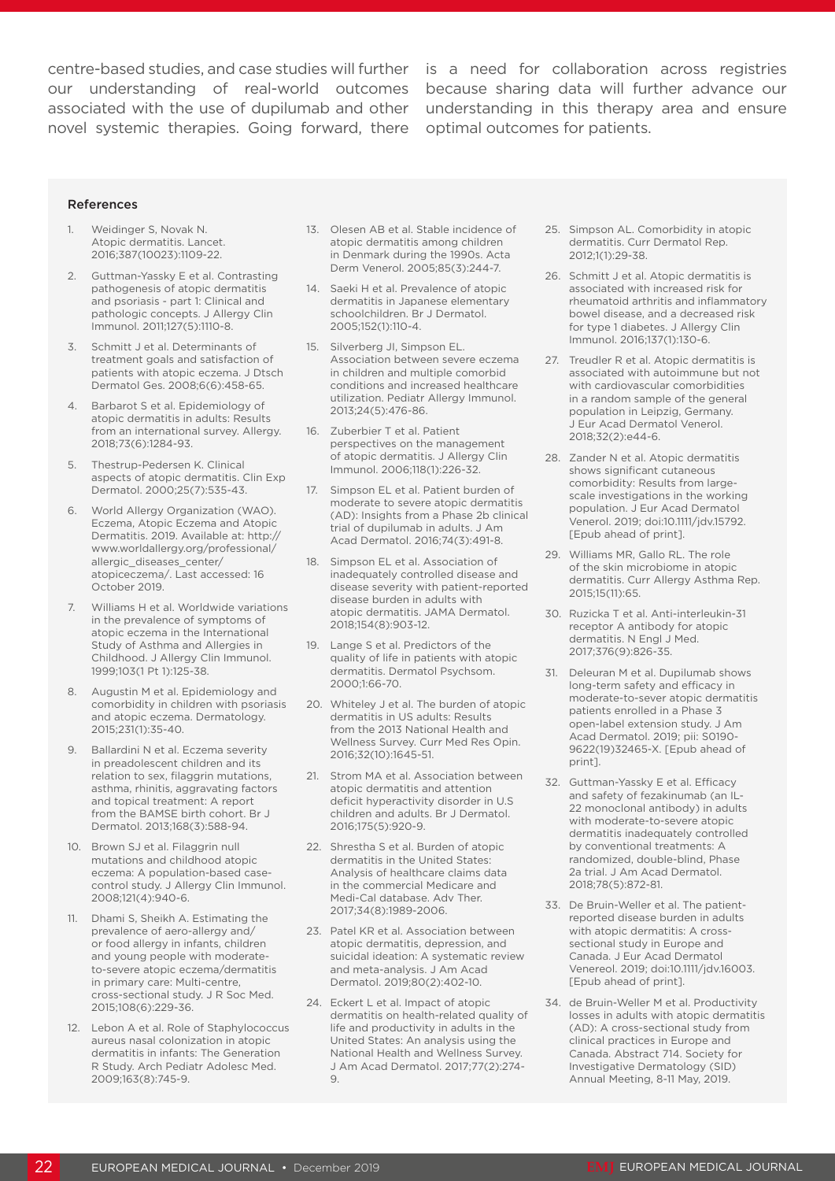centre-based studies, and case studies will further our understanding of real-world outcomes associated with the use of dupilumab and other novel systemic therapies. Going forward, there is a need for collaboration across registries because sharing data will further advance our understanding in this therapy area and ensure optimal outcomes for patients.

### References

1. Weidinger S, Novak N. Atopic dermatitis. Lancet. 2016;387(10023):1109-22.
2. Guttman-Yassky E et al. Contrasting pathogenesis of atopic dermatitis and psoriasis - part 1: Clinical and pathologic concepts. J Allergy Clin Immunol. 2011;127(5):1110-8.
3. Schmitt J et al. Determinants of treatment goals and satisfaction of patients with atopic eczema. J Dtsch Dermatol Ges. 2008;6(6):458-65.
4. Barbarot S et al. Epidemiology of atopic dermatitis in adults: Results from an international survey. Allergy. 2018;73(6):1284-93.
5. Thestrup-Pedersen K. Clinical aspects of atopic dermatitis. Clin Exp Dermatol. 2000;25(7):535-43.
6. World Allergy Organization (WAO). Eczema, Atopic Eczema and Atopic Dermatitis. 2019. Available at: http://www.worldallergy.org/professional/allergic_diseases_center/atopiceczema/. Last accessed: 16 October 2019.
7. Williams H et al. Worldwide variations in the prevalence of symptoms of atopic eczema in the International Study of Asthma and Allergies in Childhood. J Allergy Clin Immunol. 1999;103(1 Pt 1):125-38.
8. Augustin M et al. Epidemiology and comorbidity in children with psoriasis and atopic eczema. Dermatology. 2015;231(1):35-40.
9. Ballardini N et al. Eczema severity in preadolescent children and its relation to sex, filaggrin mutations, asthma, rhinitis, aggravating factors and topical treatment: A report from the BAMSE birth cohort. Br J Dermatol. 2013;168(3):588-94.
10. Brown SJ et al. Filaggrin null mutations and childhood atopic eczema: A population-based case-control study. J Allergy Clin Immunol. 2008;121(4):940-6.
11. Dhami S, Sheikh A. Estimating the prevalence of aero-allergy and/or food allergy in infants, children and young people with moderate-to-severe atopic eczema/dermatitis in primary care: Multi-centre, cross-sectional study. J R Soc Med. 2015;108(6):229-36.
12. Lebon A et al. Role of Staphylococcus aureus nasal colonization in atopic dermatitis in infants: The Generation R Study. Arch Pediatr Adolesc Med. 2009;163(8):745-9.
13. Olesen AB et al. Stable incidence of atopic dermatitis among children in Denmark during the 1990s. Acta Derm Venerol. 2005;85(3):244-7.
14. Saeki H et al. Prevalence of atopic dermatitis in Japanese elementary schoolchildren. Br J Dermatol. 2005;152(1):110-4.
15. Silverberg JI, Simpson EL. Association between severe eczema in children and multiple comorbid conditions and increased healthcare utilization. Pediatr Allergy Immunol. 2013;24(5):476-86.
16. Zuberbier T et al. Patient perspectives on the management of atopic dermatitis. J Allergy Clin Immunol. 2006;118(1):226-32.
17. Simpson EL et al. Patient burden of moderate to severe atopic dermatitis (AD): Insights from a Phase 2b clinical trial of dupilumab in adults. J Am Acad Dermatol. 2016;74(3):491-8.
18. Simpson EL et al. Association of inadequately controlled disease and disease severity with patient-reported disease burden in adults with atopic dermatitis. JAMA Dermatol. 2018;154(8):903-12.
19. Lange S et al. Predictors of the quality of life in patients with atopic dermatitis. Dermatol Psychsom. 2000;1:66-70.
20. Whiteley J et al. The burden of atopic dermatitis in US adults: Results from the 2013 National Health and Wellness Survey. Curr Med Res Opin. 2016;32(10):1645-51.
21. Strom MA et al. Association between atopic dermatitis and attention deficit hyperactivity disorder in U.S children and adults. Br J Dermatol. 2016;175(5):920-9.
22. Shrestha S et al. Burden of atopic dermatitis in the United States: Analysis of healthcare claims data in the commercial Medicare and Medi-Cal database. Adv Ther. 2017;34(8):1989-2006.
23. Patel KR et al. Association between atopic dermatitis, depression, and suicidal ideation: A systematic review and meta-analysis. J Am Acad Dermatol. 2019;80(2):402-10.
24. Eckert L et al. Impact of atopic dermatitis on health-related quality of life and productivity in adults in the United States: An analysis using the National Health and Wellness Survey. J Am Acad Dermatol. 2017;77(2):274-9.
25. Simpson AL. Comorbidity in atopic dermatitis. Curr Dermatol Rep. 2012;1(1):29-38.
26. Schmitt J et al. Atopic dermatitis is associated with increased risk for rheumatoid arthritis and inflammatory bowel disease, and a decreased risk for type 1 diabetes. J Allergy Clin Immunol. 2016;137(1):130-6.
27. Treudler R et al. Atopic dermatitis is associated with autoimmune but not with cardiovascular comorbidities in a random sample of the general population in Leipzig, Germany. J Eur Acad Dermatol Venerol. 2018;32(2):e44-6.
28. Zander N et al. Atopic dermatitis shows significant cutaneous comorbidity: Results from large-scale investigations in the working population. J Eur Acad Dermatol Venerol. 2019; doi:10.1111/jdv.15792. [Epub ahead of print].
29. Williams MR, Gallo RL. The role of the skin microbiome in atopic dermatitis. Curr Allergy Asthma Rep. 2015;15(11):65.
30. Ruzicka T et al. Anti-interleukin-31 receptor A antibody for atopic dermatitis. N Engl J Med. 2017;376(9):826-35.
31. Deleuran M et al. Dupilumab shows long-term safety and efficacy in moderate-to-sever atopic dermatitis patients enrolled in a Phase 3 open-label extension study. J Am Acad Dermatol. 2019; pii: S0190-9622(19)32465-X. [Epub ahead of print].
32. Guttman-Yassky E et al. Efficacy and safety of fezakinumab (an IL-22 monoclonal antibody) in adults with moderate-to-severe atopic dermatitis inadequately controlled by conventional treatments: A randomized, double-blind, Phase 2a trial. J Am Acad Dermatol. 2018;78(5):872-81.
33. De Bruin-Weller et al. The patient-reported disease burden in adults with atopic dermatitis: A cross-sectional study in Europe and Canada. J Eur Acad Dermatol Venereol. 2019; doi:10.1111/jdv.16003. [Epub ahead of print].
34. de Bruin-Weller M et al. Productivity losses in adults with atopic dermatitis (AD): A cross-sectional study from clinical practices in Europe and Canada. Abstract 714. Society for Investigative Dermatology (SID) Annual Meeting, 8-11 May, 2019.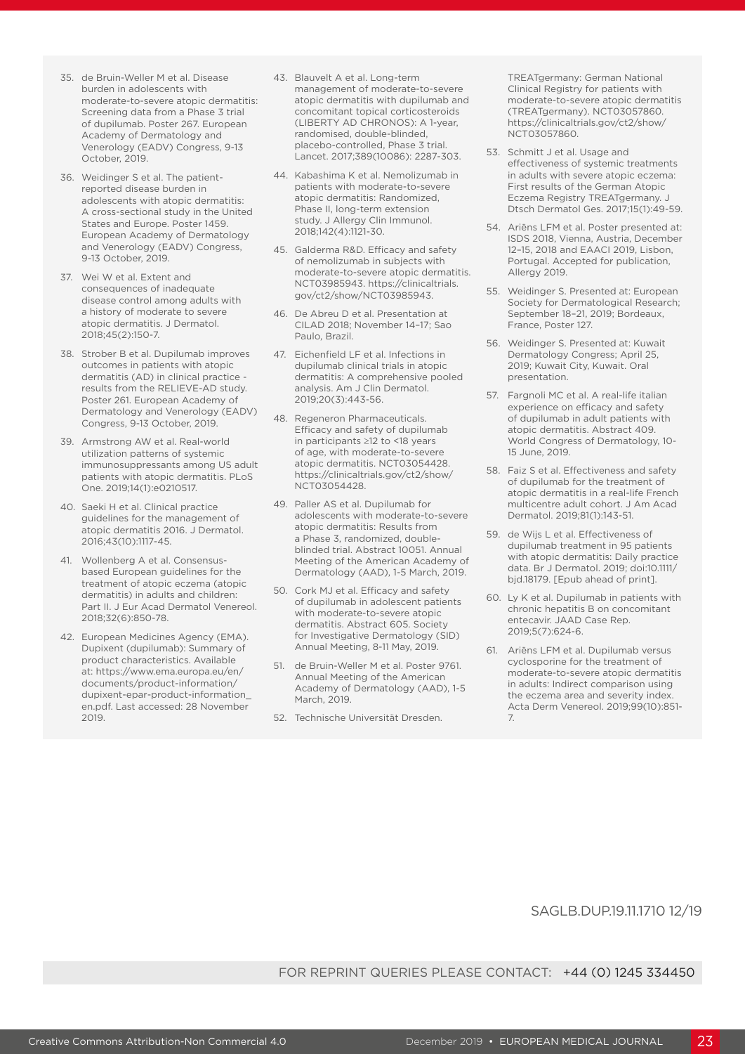35. de Bruin-Weller M et al. Disease burden in adolescents with moderate-to-severe atopic dermatitis: Screening data from a Phase 3 trial of dupilumab. Poster 267. European Academy of Dermatology and Venerology (EADV) Congress, 9-13 October, 2019.

36. Weidinger S et al. The patient-reported disease burden in adolescents with atopic dermatitis: A cross-sectional study in the United States and Europe. Poster 1459. European Academy of Dermatology and Venerology (EADV) Congress, 9-13 October, 2019.

37. Wei W et al. Extent and consequences of inadequate disease control among adults with a history of moderate to severe atopic dermatitis. J Dermatol. 2018;45(2):150-7.

38. Strober B et al. Dupilumab improves outcomes in patients with atopic dermatitis (AD) in clinical practice - results from the RELIEVE-AD study. Poster 261. European Academy of Dermatology and Venerology (EADV) Congress, 9-13 October, 2019.

39. Armstrong AW et al. Real-world utilization patterns of systemic immunosuppressants among US adult patients with atopic dermatitis. PLoS One. 2019;14(1):e0210517.

40. Saeki H et al. Clinical practice guidelines for the management of atopic dermatitis 2016. J Dermatol. 2016;43(10):1117-45.

41. Wollenberg A et al. Consensus-based European guidelines for the treatment of atopic eczema (atopic dermatitis) in adults and children: Part II. J Eur Acad Dermatol Venereol. 2018;32(6):850-78.

42. European Medicines Agency (EMA). Dupixent (dupilumab): Summary of product characteristics. Available at: https://www.ema.europa.eu/en/documents/product-information/dupixent-epar-product-information_en.pdf. Last accessed: 28 November 2019.

43. Blauvelt A et al. Long-term management of moderate-to-severe atopic dermatitis with dupilumab and concomitant topical corticosteroids (LIBERTY AD CHRONOS): A 1-year, randomised, double-blinded, placebo-controlled, Phase 3 trial. Lancet. 2017;389(10086): 2287-303.

44. Kabashima K et al. Nemolizumab in patients with moderate-to-severe atopic dermatitis: Randomized, Phase II, long-term extension study. J Allergy Clin Immunol. 2018;142(4):1121-30.

45. Galderma R&D. Efficacy and safety of nemolizumab in subjects with moderate-to-severe atopic dermatitis. NCT03985943. https://clinicaltrials.gov/ct2/show/NCT03985943.

46. De Abreu D et al. Presentation at CILAD 2018; November 14–17; Sao Paulo, Brazil.

47. Eichenfield LF et al. Infections in dupilumab clinical trials in atopic dermatitis: A comprehensive pooled analysis. Am J Clin Dermatol. 2019;20(3):443-56.

48. Regeneron Pharmaceuticals. Efficacy and safety of dupilumab in participants ≥12 to <18 years of age, with moderate-to-severe atopic dermatitis. NCT03054428. https://clinicaltrials.gov/ct2/show/NCT03054428.

49. Paller AS et al. Dupilumab for adolescents with moderate-to-severe atopic dermatitis: Results from a Phase 3, randomized, double-blinded trial. Abstract 10051. Annual Meeting of the American Academy of Dermatology (AAD), 1-5 March, 2019.

50. Cork MJ et al. Efficacy and safety of dupilumab in adolescent patients with moderate-to-severe atopic dermatitis. Abstract 605. Society for Investigative Dermatology (SID) Annual Meeting, 8-11 May, 2019.

51. de Bruin-Weller M et al. Poster 9761. Annual Meeting of the American Academy of Dermatology (AAD), 1-5 March, 2019.

52. Technische Universität Dresden. TREATgermany: German National Clinical Registry for patients with moderate-to-severe atopic dermatitis (TREATgermany). NCT03057860. https://clinicaltrials.gov/ct2/show/NCT03057860.

53. Schmitt J et al. Usage and effectiveness of systemic treatments in adults with severe atopic eczema: First results of the German Atopic Eczema Registry TREATgermany. J Dtsch Dermatol Ges. 2017;15(1):49-59.

54. Ariëns LFM et al. Poster presented at: ISDS 2018, Vienna, Austria, December 12–15, 2018 and EAACI 2019, Lisbon, Portugal. Accepted for publication, Allergy 2019.

55. Weidinger S. Presented at: European Society for Dermatological Research; September 18–21, 2019; Bordeaux, France, Poster 127.

56. Weidinger S. Presented at: Kuwait Dermatology Congress; April 25, 2019; Kuwait City, Kuwait. Oral presentation.

57. Fargnoli MC et al. A real-life italian experience on efficacy and safety of dupilumab in adult patients with atopic dermatitis. Abstract 409. World Congress of Dermatology, 10-15 June, 2019.

58. Faiz S et al. Effectiveness and safety of dupilumab for the treatment of atopic dermatitis in a real-life French multicentre adult cohort. J Am Acad Dermatol. 2019;81(1):143-51.

59. de Wijs L et al. Effectiveness of dupilumab treatment in 95 patients with atopic dermatitis: Daily practice data. Br J Dermatol. 2019; doi:10.1111/bjd.18179. [Epub ahead of print].

60. Ly K et al. Dupilumab in patients with chronic hepatitis B on concomitant entecavir. JAAD Case Rep. 2019;5(7):624-6.

61. Ariëns LFM et al. Dupilumab versus cyclosporine for the treatment of moderate-to-severe atopic dermatitis in adults: Indirect comparison using the eczema area and severity index. Acta Derm Venereol. 2019;99(10):851-7.

SAGLB.DUP.19.11.1710 12/19

FOR REPRINT QUERIES PLEASE CONTACT: +44 (0) 1245 334450